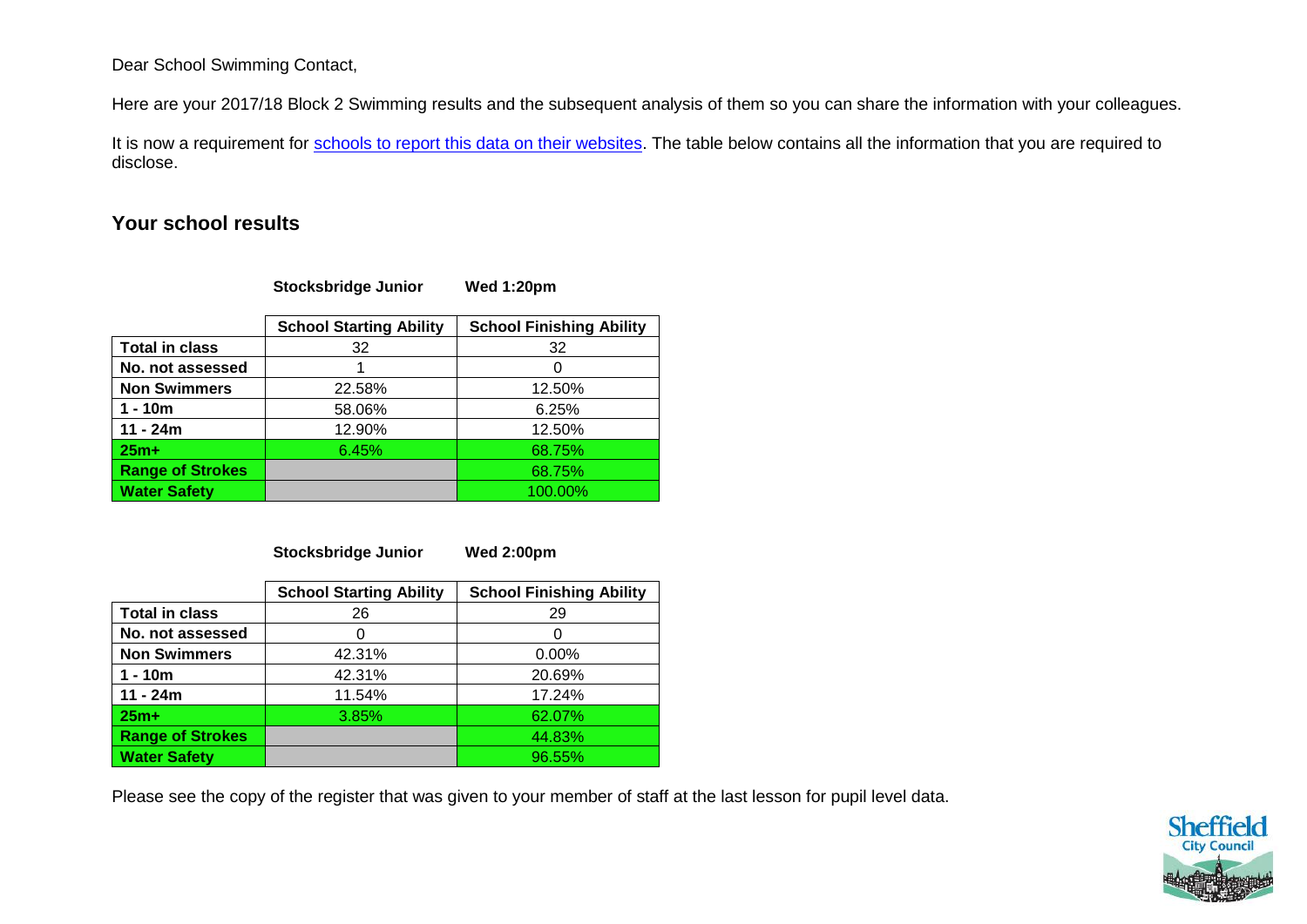Dear School Swimming Contact,

Here are your 2017/18 Block 2 Swimming results and the subsequent analysis of them so you can share the information with your colleagues.

It is now a requirement for [schools to report this data on their websites](). The table below contains all the information that you are required to disclose.

## Your school results

**Stocksbridge Junior** **Wed 1:20pm**

| | School Starting Ability | School Finishing Ability |
|---|---|---|
| **Total in class** | 32 | 32 |
| **No. not assessed** | 1 | 0 |
| **Non Swimmers** | 22.58% | 12.50% |
| **1 - 10m** | 58.06% | 6.25% |
| **11 - 24m** | 12.90% | 12.50% |
| **25m+** | 6.45% | 68.75% |
| **Range of Strokes** | | 68.75% |
| **Water Safety** | | 100.00% |

**Stocksbridge Junior** **Wed 2:00pm**

| | School Starting Ability | School Finishing Ability |
|---|---|---|
| **Total in class** | 26 | 29 |
| **No. not assessed** | 0 | 0 |
| **Non Swimmers** | 42.31% | 0.00% |
| **1 - 10m** | 42.31% | 20.69% |
| **11 - 24m** | 11.54% | 17.24% |
| **25m+** | 3.85% | 62.07% |
| **Range of Strokes** | | 44.83% |
| **Water Safety** | | 96.55% |

Please see the copy of the register that was given to your member of staff at the last lesson for pupil level data.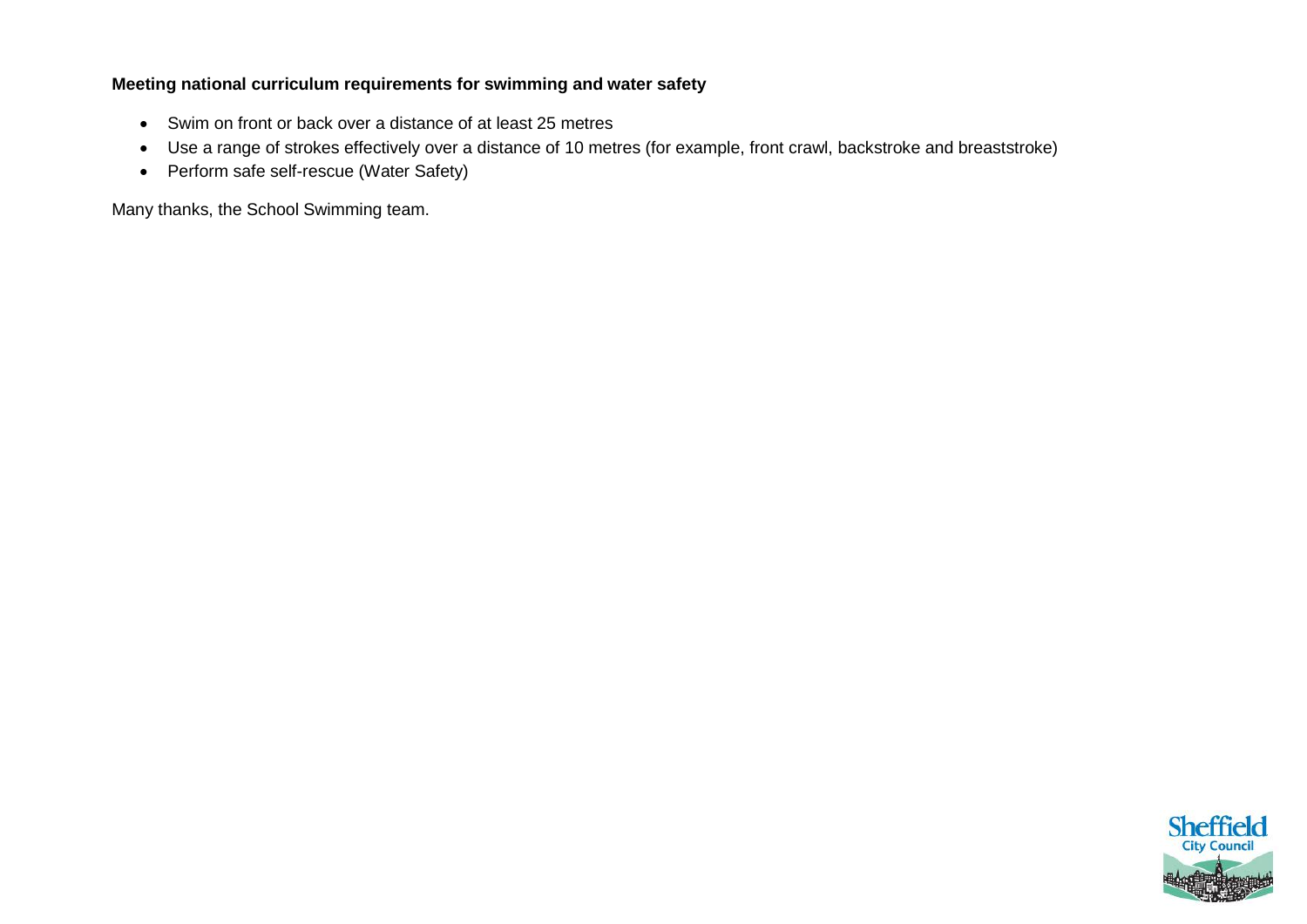**Meeting national curriculum requirements for swimming and water safety**

- Swim on front or back over a distance of at least 25 metres
- Use a range of strokes effectively over a distance of 10 metres (for example, front crawl, backstroke and breaststroke)
- Perform safe self-rescue (Water Safety)

Many thanks, the School Swimming team.